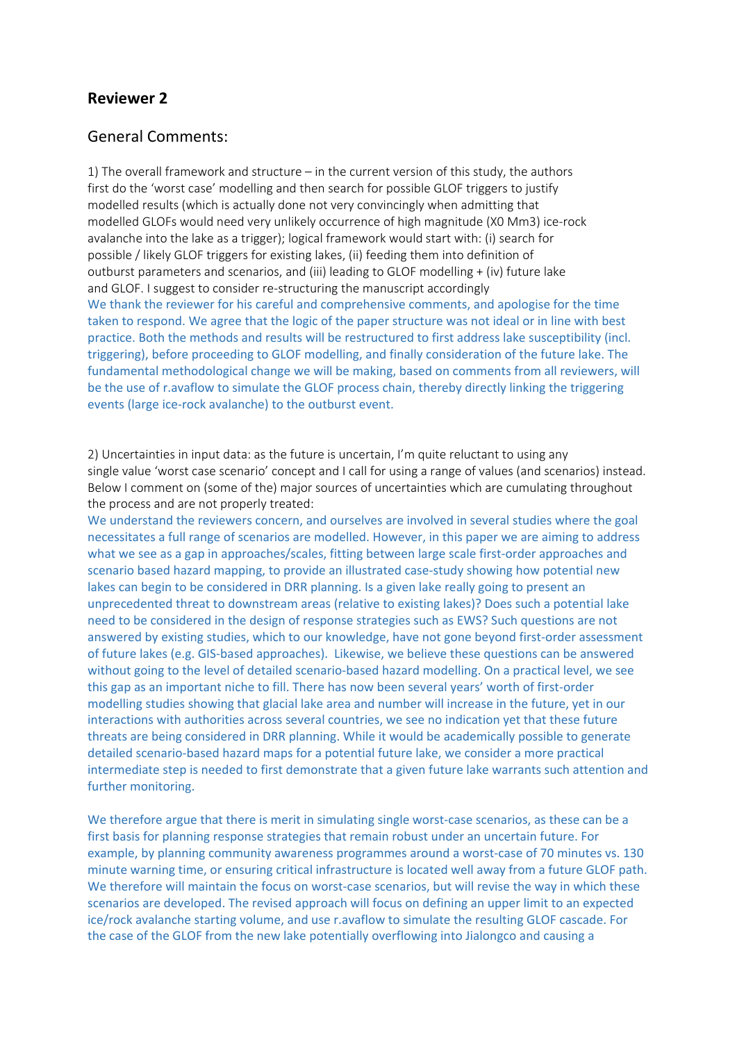## Reviewer 2

### General Comments:

1) The overall framework and structure – in the current version of this study, the authors first do the 'worst case' modelling and then search for possible GLOF triggers to justify modelled results (which is actually done not very convincingly when admitting that modelled GLOFs would need very unlikely occurrence of high magnitude (X0 Mm3) ice-rock avalanche into the lake as a trigger); logical framework would start with: (i) search for possible / likely GLOF triggers for existing lakes, (ii) feeding them into definition of outburst parameters and scenarios, and (iii) leading to GLOF modelling + (iv) future lake and GLOF. I suggest to consider re-structuring the manuscript accordingly

We thank the reviewer for his careful and comprehensive comments, and apologise for the time taken to respond. We agree that the logic of the paper structure was not ideal or in line with best practice. Both the methods and results will be restructured to first address lake susceptibility (incl. triggering), before proceeding to GLOF modelling, and finally consideration of the future lake. The fundamental methodological change we will be making, based on comments from all reviewers, will be the use of r.avaflow to simulate the GLOF process chain, thereby directly linking the triggering events (large ice-rock avalanche) to the outburst event.

2) Uncertainties in input data: as the future is uncertain, I'm quite reluctant to using any single value 'worst case scenario' concept and I call for using a range of values (and scenarios) instead. Below I comment on (some of the) major sources of uncertainties which are cumulating throughout the process and are not properly treated:

We understand the reviewers concern, and ourselves are involved in several studies where the goal necessitates a full range of scenarios are modelled. However, in this paper we are aiming to address what we see as a gap in approaches/scales, fitting between large scale first-order approaches and scenario based hazard mapping, to provide an illustrated case-study showing how potential new lakes can begin to be considered in DRR planning. Is a given lake really going to present an unprecedented threat to downstream areas (relative to existing lakes)? Does such a potential lake need to be considered in the design of response strategies such as EWS? Such questions are not answered by existing studies, which to our knowledge, have not gone beyond first-order assessment of future lakes (e.g. GIS-based approaches). Likewise, we believe these questions can be answered without going to the level of detailed scenario-based hazard modelling. On a practical level, we see this gap as an important niche to fill. There has now been several years' worth of first-order modelling studies showing that glacial lake area and number will increase in the future, yet in our interactions with authorities across several countries, we see no indication yet that these future threats are being considered in DRR planning. While it would be academically possible to generate detailed scenario-based hazard maps for a potential future lake, we consider a more practical intermediate step is needed to first demonstrate that a given future lake warrants such attention and further monitoring.

We therefore argue that there is merit in simulating single worst-case scenarios, as these can be a first basis for planning response strategies that remain robust under an uncertain future. For example, by planning community awareness programmes around a worst-case of 70 minutes vs. 130 minute warning time, or ensuring critical infrastructure is located well away from a future GLOF path. We therefore will maintain the focus on worst-case scenarios, but will revise the way in which these scenarios are developed. The revised approach will focus on defining an upper limit to an expected ice/rock avalanche starting volume, and use r.avaflow to simulate the resulting GLOF cascade. For the case of the GLOF from the new lake potentially overflowing into Jialongco and causing a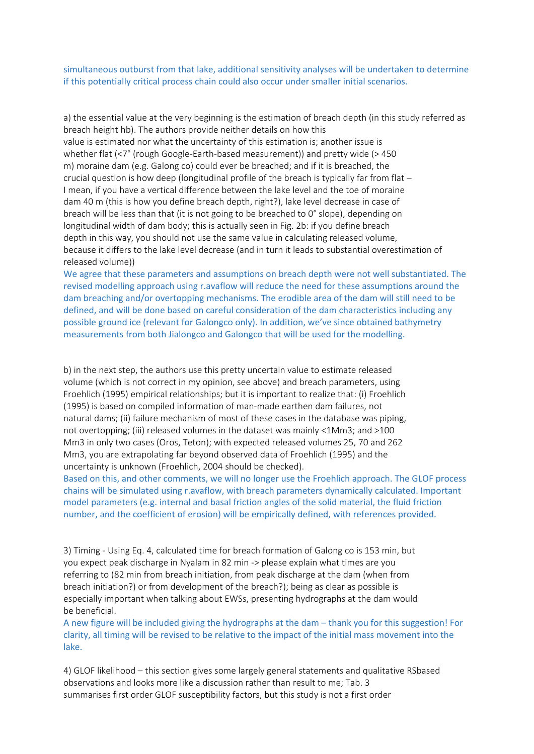simultaneous outburst from that lake, additional sensitivity analyses will be undertaken to determine if this potentially critical process chain could also occur under smaller initial scenarios.

a) the essential value at the very beginning is the estimation of breach depth (in this study referred as breach height hb). The authors provide neither details on how this value is estimated nor what the uncertainty of this estimation is; another issue is whether flat (<7° (rough Google-Earth-based measurement)) and pretty wide (> 450 m) moraine dam (e.g. Galong co) could ever be breached; and if it is breached, the crucial question is how deep (longitudinal profile of the breach is typically far from flat – I mean, if you have a vertical difference between the lake level and the toe of moraine dam 40 m (this is how you define breach depth, right?), lake level decrease in case of breach will be less than that (it is not going to be breached to 0° slope), depending on longitudinal width of dam body; this is actually seen in Fig. 2b: if you define breach depth in this way, you should not use the same value in calculating released volume, because it differs to the lake level decrease (and in turn it leads to substantial overestimation of released volume))

We agree that these parameters and assumptions on breach depth were not well substantiated. The revised modelling approach using r.avaflow will reduce the need for these assumptions around the dam breaching and/or overtopping mechanisms. The erodible area of the dam will still need to be defined, and will be done based on careful consideration of the dam characteristics including any possible ground ice (relevant for Galongco only). In addition, we've since obtained bathymetry measurements from both Jialongco and Galongco that will be used for the modelling.

b) in the next step, the authors use this pretty uncertain value to estimate released volume (which is not correct in my opinion, see above) and breach parameters, using Froehlich (1995) empirical relationships; but it is important to realize that: (i) Froehlich (1995) is based on compiled information of man-made earthen dam failures, not natural dams; (ii) failure mechanism of most of these cases in the database was piping, not overtopping; (iii) released volumes in the dataset was mainly <1Mm3; and >100 Mm3 in only two cases (Oros, Teton); with expected released volumes 25, 70 and 262 Mm3, you are extrapolating far beyond observed data of Froehlich (1995) and the uncertainty is unknown (Froehlich, 2004 should be checked).

Based on this, and other comments, we will no longer use the Froehlich approach. The GLOF process chains will be simulated using r.avaflow, with breach parameters dynamically calculated. Important model parameters (e.g. internal and basal friction angles of the solid material, the fluid friction number, and the coefficient of erosion) will be empirically defined, with references provided.

3) Timing - Using Eq. 4, calculated time for breach formation of Galong co is 153 min, but you expect peak discharge in Nyalam in 82 min -> please explain what times are you referring to (82 min from breach initiation, from peak discharge at the dam (when from breach initiation?) or from development of the breach?); being as clear as possible is especially important when talking about EWSs, presenting hydrographs at the dam would be beneficial.

A new figure will be included giving the hydrographs at the dam – thank you for this suggestion! For clarity, all timing will be revised to be relative to the impact of the initial mass movement into the lake.

4) GLOF likelihood – this section gives some largely general statements and qualitative RSbased observations and looks more like a discussion rather than result to me; Tab. 3 summarises first order GLOF susceptibility factors, but this study is not a first order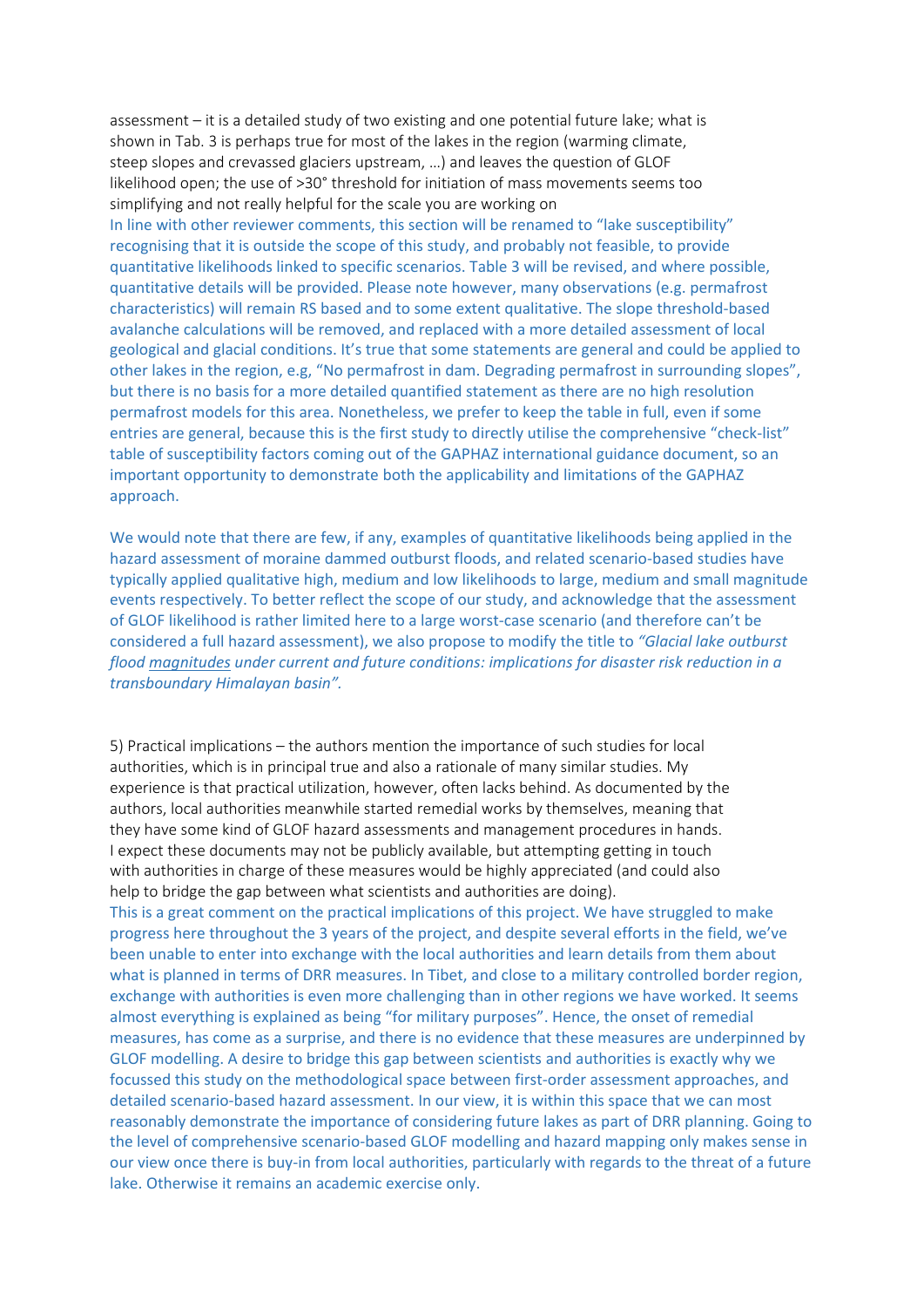assessment – it is a detailed study of two existing and one potential future lake; what is shown in Tab. 3 is perhaps true for most of the lakes in the region (warming climate, steep slopes and crevassed glaciers upstream, …) and leaves the question of GLOF likelihood open; the use of >30° threshold for initiation of mass movements seems too simplifying and not really helpful for the scale you are working on

In line with other reviewer comments, this section will be renamed to "lake susceptibility" recognising that it is outside the scope of this study, and probably not feasible, to provide quantitative likelihoods linked to specific scenarios. Table 3 will be revised, and where possible, quantitative details will be provided. Please note however, many observations (e.g. permafrost characteristics) will remain RS based and to some extent qualitative. The slope threshold-based avalanche calculations will be removed, and replaced with a more detailed assessment of local geological and glacial conditions. It's true that some statements are general and could be applied to other lakes in the region, e.g, "No permafrost in dam. Degrading permafrost in surrounding slopes", but there is no basis for a more detailed quantified statement as there are no high resolution permafrost models for this area. Nonetheless, we prefer to keep the table in full, even if some entries are general, because this is the first study to directly utilise the comprehensive "check-list" table of susceptibility factors coming out of the GAPHAZ international guidance document, so an important opportunity to demonstrate both the applicability and limitations of the GAPHAZ approach.

We would note that there are few, if any, examples of quantitative likelihoods being applied in the hazard assessment of moraine dammed outburst floods, and related scenario-based studies have typically applied qualitative high, medium and low likelihoods to large, medium and small magnitude events respectively. To better reflect the scope of our study, and acknowledge that the assessment of GLOF likelihood is rather limited here to a large worst-case scenario (and therefore can't be considered a full hazard assessment), we also propose to modify the title to *"Glacial lake outburst flood magnitudes under current and future conditions: implications for disaster risk reduction in a transboundary Himalayan basin".*

5) Practical implications – the authors mention the importance of such studies for local authorities, which is in principal true and also a rationale of many similar studies. My experience is that practical utilization, however, often lacks behind. As documented by the authors, local authorities meanwhile started remedial works by themselves, meaning that they have some kind of GLOF hazard assessments and management procedures in hands. I expect these documents may not be publicly available, but attempting getting in touch with authorities in charge of these measures would be highly appreciated (and could also help to bridge the gap between what scientists and authorities are doing).

This is a great comment on the practical implications of this project. We have struggled to make progress here throughout the 3 years of the project, and despite several efforts in the field, we've been unable to enter into exchange with the local authorities and learn details from them about what is planned in terms of DRR measures. In Tibet, and close to a military controlled border region, exchange with authorities is even more challenging than in other regions we have worked. It seems almost everything is explained as being "for military purposes". Hence, the onset of remedial measures, has come as a surprise, and there is no evidence that these measures are underpinned by GLOF modelling. A desire to bridge this gap between scientists and authorities is exactly why we focussed this study on the methodological space between first-order assessment approaches, and detailed scenario-based hazard assessment. In our view, it is within this space that we can most reasonably demonstrate the importance of considering future lakes as part of DRR planning. Going to the level of comprehensive scenario-based GLOF modelling and hazard mapping only makes sense in our view once there is buy-in from local authorities, particularly with regards to the threat of a future lake. Otherwise it remains an academic exercise only.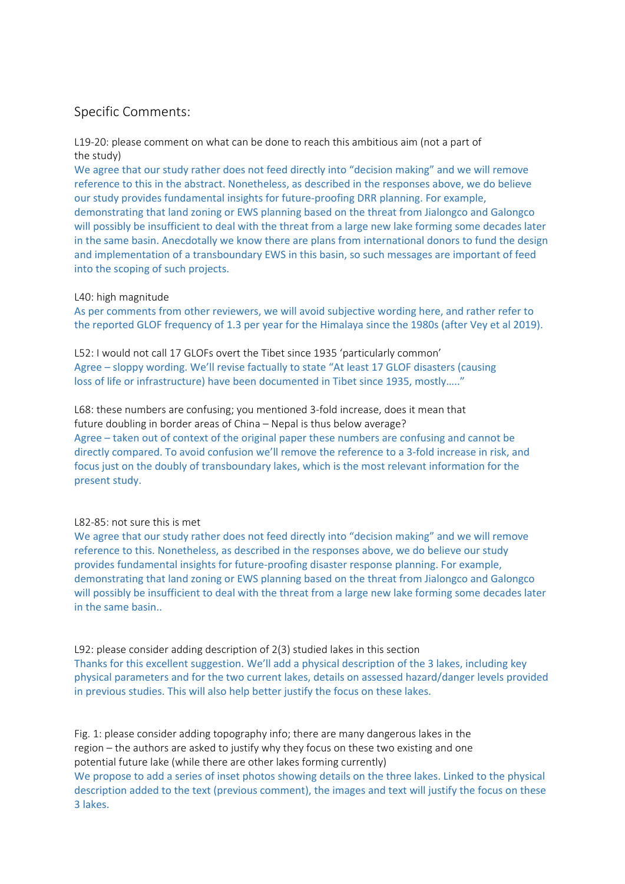## Specific Comments:

L19-20: please comment on what can be done to reach this ambitious aim (not a part of the study)

We agree that our study rather does not feed directly into "decision making" and we will remove reference to this in the abstract. Nonetheless, as described in the responses above, we do believe our study provides fundamental insights for future-proofing DRR planning. For example, demonstrating that land zoning or EWS planning based on the threat from Jialongco and Galongco will possibly be insufficient to deal with the threat from a large new lake forming some decades later in the same basin. Anecdotally we know there are plans from international donors to fund the design and implementation of a transboundary EWS in this basin, so such messages are important of feed into the scoping of such projects.

L40: high magnitude

As per comments from other reviewers, we will avoid subjective wording here, and rather refer to the reported GLOF frequency of 1.3 per year for the Himalaya since the 1980s (after Vey et al 2019).

L52: I would not call 17 GLOFs overt the Tibet since 1935 'particularly common'

Agree – sloppy wording. We'll revise factually to state "At least 17 GLOF disasters (causing loss of life or infrastructure) have been documented in Tibet since 1935, mostly….."

L68: these numbers are confusing; you mentioned 3-fold increase, does it mean that future doubling in border areas of China – Nepal is thus below average?

Agree – taken out of context of the original paper these numbers are confusing and cannot be directly compared. To avoid confusion we'll remove the reference to a 3-fold increase in risk, and focus just on the doubly of transboundary lakes, which is the most relevant information for the present study.

L82-85: not sure this is met

We agree that our study rather does not feed directly into "decision making" and we will remove reference to this. Nonetheless, as described in the responses above, we do believe our study provides fundamental insights for future-proofing disaster response planning. For example, demonstrating that land zoning or EWS planning based on the threat from Jialongco and Galongco will possibly be insufficient to deal with the threat from a large new lake forming some decades later in the same basin..

L92: please consider adding description of 2(3) studied lakes in this section

Thanks for this excellent suggestion. We'll add a physical description of the 3 lakes, including key physical parameters and for the two current lakes, details on assessed hazard/danger levels provided in previous studies. This will also help better justify the focus on these lakes.

Fig. 1: please consider adding topography info; there are many dangerous lakes in the region – the authors are asked to justify why they focus on these two existing and one potential future lake (while there are other lakes forming currently)

We propose to add a series of inset photos showing details on the three lakes. Linked to the physical description added to the text (previous comment), the images and text will justify the focus on these 3 lakes.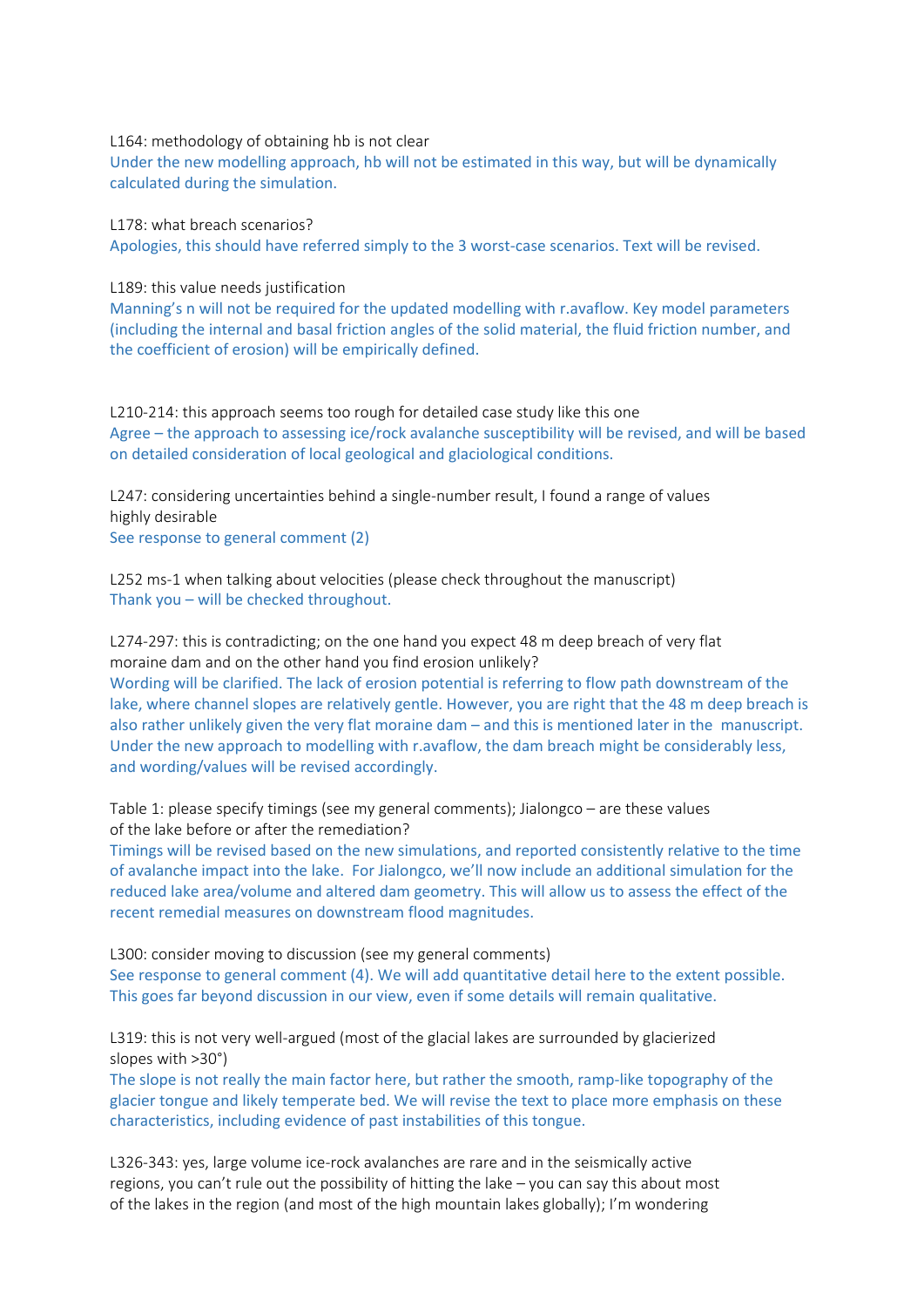L164: methodology of obtaining hb is not clear
Under the new modelling approach, hb will not be estimated in this way, but will be dynamically calculated during the simulation.

L178: what breach scenarios?
Apologies, this should have referred simply to the 3 worst-case scenarios. Text will be revised.

L189: this value needs justification
Manning's n will not be required for the updated modelling with r.avaflow. Key model parameters (including the internal and basal friction angles of the solid material, the fluid friction number, and the coefficient of erosion) will be empirically defined.

L210-214: this approach seems too rough for detailed case study like this one
Agree – the approach to assessing ice/rock avalanche susceptibility will be revised, and will be based on detailed consideration of local geological and glaciological conditions.

L247: considering uncertainties behind a single-number result, I found a range of values highly desirable
See response to general comment (2)

L252 ms-1 when talking about velocities (please check throughout the manuscript)
Thank you – will be checked throughout.

L274-297: this is contradicting; on the one hand you expect 48 m deep breach of very flat moraine dam and on the other hand you find erosion unlikely?
Wording will be clarified. The lack of erosion potential is referring to flow path downstream of the lake, where channel slopes are relatively gentle. However, you are right that the 48 m deep breach is also rather unlikely given the very flat moraine dam – and this is mentioned later in the manuscript. Under the new approach to modelling with r.avaflow, the dam breach might be considerably less, and wording/values will be revised accordingly.

Table 1: please specify timings (see my general comments); Jialongco – are these values of the lake before or after the remediation?
Timings will be revised based on the new simulations, and reported consistently relative to the time of avalanche impact into the lake. For Jialongco, we'll now include an additional simulation for the reduced lake area/volume and altered dam geometry. This will allow us to assess the effect of the recent remedial measures on downstream flood magnitudes.

L300: consider moving to discussion (see my general comments)
See response to general comment (4). We will add quantitative detail here to the extent possible. This goes far beyond discussion in our view, even if some details will remain qualitative.

L319: this is not very well-argued (most of the glacial lakes are surrounded by glacierized slopes with >30°)
The slope is not really the main factor here, but rather the smooth, ramp-like topography of the glacier tongue and likely temperate bed. We will revise the text to place more emphasis on these characteristics, including evidence of past instabilities of this tongue.

L326-343: yes, large volume ice-rock avalanches are rare and in the seismically active regions, you can't rule out the possibility of hitting the lake – you can say this about most of the lakes in the region (and most of the high mountain lakes globally); I'm wondering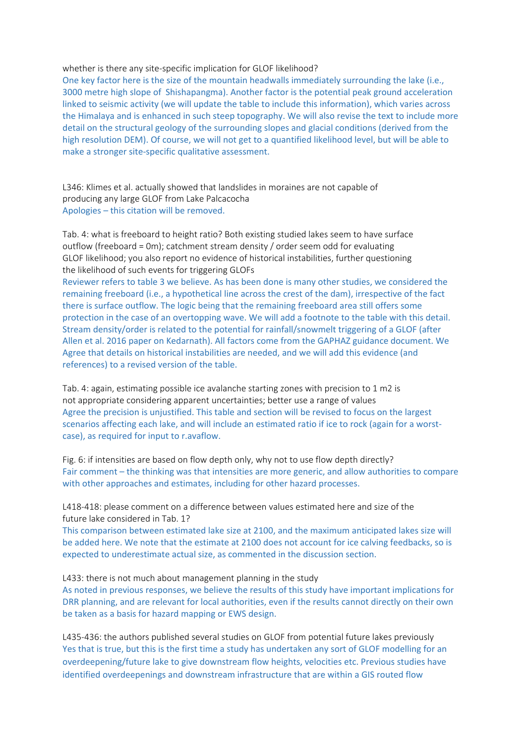whether is there any site-specific implication for GLOF likelihood?

One key factor here is the size of the mountain headwalls immediately surrounding the lake (i.e., 3000 metre high slope of  Shishapangma). Another factor is the potential peak ground acceleration linked to seismic activity (we will update the table to include this information), which varies across the Himalaya and is enhanced in such steep topography. We will also revise the text to include more detail on the structural geology of the surrounding slopes and glacial conditions (derived from the high resolution DEM). Of course, we will not get to a quantified likelihood level, but will be able to make a stronger site-specific qualitative assessment.

L346: Klimes et al. actually showed that landslides in moraines are not capable of producing any large GLOF from Lake Palcacocha

Apologies – this citation will be removed.

Tab. 4: what is freeboard to height ratio? Both existing studied lakes seem to have surface outflow (freeboard = 0m); catchment stream density / order seem odd for evaluating GLOF likelihood; you also report no evidence of historical instabilities, further questioning the likelihood of such events for triggering GLOFs

Reviewer refers to table 3 we believe. As has been done is many other studies, we considered the remaining freeboard (i.e., a hypothetical line across the crest of the dam), irrespective of the fact there is surface outflow. The logic being that the remaining freeboard area still offers some protection in the case of an overtopping wave. We will add a footnote to the table with this detail. Stream density/order is related to the potential for rainfall/snowmelt triggering of a GLOF (after Allen et al. 2016 paper on Kedarnath). All factors come from the GAPHAZ guidance document. We Agree that details on historical instabilities are needed, and we will add this evidence (and references) to a revised version of the table.

Tab. 4: again, estimating possible ice avalanche starting zones with precision to 1 m2 is not appropriate considering apparent uncertainties; better use a range of values

Agree the precision is unjustified. This table and section will be revised to focus on the largest scenarios affecting each lake, and will include an estimated ratio if ice to rock (again for a worst-case), as required for input to r.avaflow.

Fig. 6: if intensities are based on flow depth only, why not to use flow depth directly?

Fair comment – the thinking was that intensities are more generic, and allow authorities to compare with other approaches and estimates, including for other hazard processes.

L418-418: please comment on a difference between values estimated here and size of the future lake considered in Tab. 1?

This comparison between estimated lake size at 2100, and the maximum anticipated lakes size will be added here. We note that the estimate at 2100 does not account for ice calving feedbacks, so is expected to underestimate actual size, as commented in the discussion section.

L433: there is not much about management planning in the study

As noted in previous responses, we believe the results of this study have important implications for DRR planning, and are relevant for local authorities, even if the results cannot directly on their own be taken as a basis for hazard mapping or EWS design.

L435-436: the authors published several studies on GLOF from potential future lakes previously

Yes that is true, but this is the first time a study has undertaken any sort of GLOF modelling for an overdeepening/future lake to give downstream flow heights, velocities etc. Previous studies have identified overdeepenings and downstream infrastructure that are within a GIS routed flow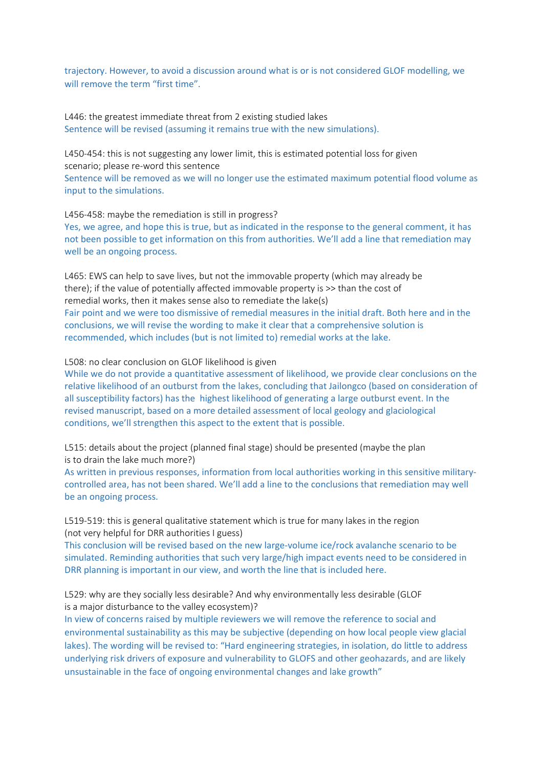trajectory. However, to avoid a discussion around what is or is not considered GLOF modelling, we will remove the term "first time".

L446: the greatest immediate threat from 2 existing studied lakes

Sentence will be revised (assuming it remains true with the new simulations).

L450-454: this is not suggesting any lower limit, this is estimated potential loss for given scenario; please re-word this sentence

Sentence will be removed as we will no longer use the estimated maximum potential flood volume as input to the simulations.

L456-458: maybe the remediation is still in progress?

Yes, we agree, and hope this is true, but as indicated in the response to the general comment, it has not been possible to get information on this from authorities. We'll add a line that remediation may well be an ongoing process.

L465: EWS can help to save lives, but not the immovable property (which may already be there); if the value of potentially affected immovable property is >> than the cost of remedial works, then it makes sense also to remediate the lake(s)

Fair point and we were too dismissive of remedial measures in the initial draft. Both here and in the conclusions, we will revise the wording to make it clear that a comprehensive solution is recommended, which includes (but is not limited to) remedial works at the lake.

L508: no clear conclusion on GLOF likelihood is given

While we do not provide a quantitative assessment of likelihood, we provide clear conclusions on the relative likelihood of an outburst from the lakes, concluding that Jailongco (based on consideration of all susceptibility factors) has the highest likelihood of generating a large outburst event. In the revised manuscript, based on a more detailed assessment of local geology and glaciological conditions, we'll strengthen this aspect to the extent that is possible.

L515: details about the project (planned final stage) should be presented (maybe the plan is to drain the lake much more?)

As written in previous responses, information from local authorities working in this sensitive military-controlled area, has not been shared. We'll add a line to the conclusions that remediation may well be an ongoing process.

L519-519: this is general qualitative statement which is true for many lakes in the region (not very helpful for DRR authorities I guess)

This conclusion will be revised based on the new large-volume ice/rock avalanche scenario to be simulated. Reminding authorities that such very large/high impact events need to be considered in DRR planning is important in our view, and worth the line that is included here.

L529: why are they socially less desirable? And why environmentally less desirable (GLOF is a major disturbance to the valley ecosystem)?

In view of concerns raised by multiple reviewers we will remove the reference to social and environmental sustainability as this may be subjective (depending on how local people view glacial lakes). The wording will be revised to: "Hard engineering strategies, in isolation, do little to address underlying risk drivers of exposure and vulnerability to GLOFS and other geohazards, and are likely unsustainable in the face of ongoing environmental changes and lake growth"